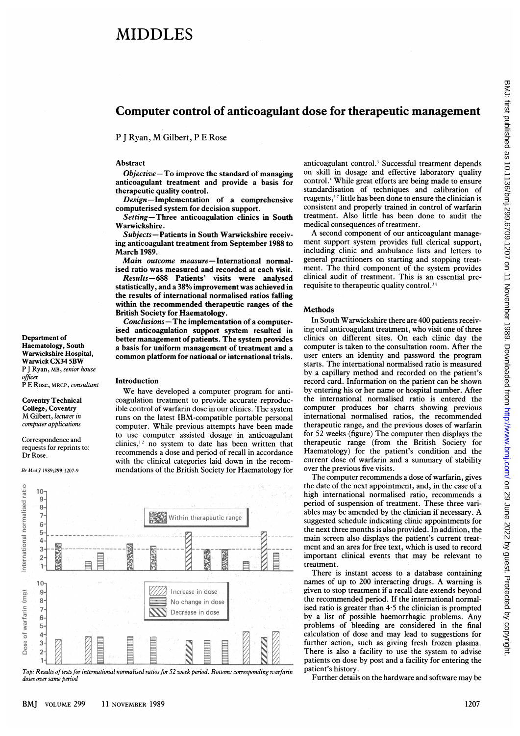# MIDDLES

## Computer control of anticoagulant dose for therapeutic management

P J Ryan, M Gilbert, P E Rose

Department of Haematology, South Warwickshire Hospital, Warwick CX34 5BW
P J Ryan, MB, *senior house officer*
P E Rose, MRCP, *consultant*

Coventry Technical College, Coventry
M Gilbert, *lecturer in computer applications*

Correspondence and requests for reprints to: Dr Rose.

*Br Med J* 1989;299:1207-9

### Abstract

*Objective*—To improve the standard of managing anticoagulant treatment and provide a basis for therapeutic quality control.

*Design*—Implementation of a comprehensive computerised system for decision support.

*Setting*—Three anticoagulation clinics in South Warwickshire.

*Subjects*—Patients in South Warwickshire receiving anticoagulant treatment from September 1988 to March 1989.

*Main outcome measure*—International normalised ratio was measured and recorded at each visit.

*Results*—688 Patients' visits were analysed statistically, and a 38% improvement was achieved in the results of international normalised ratios falling within the recommended therapeutic ranges of the British Society for Haematology.

*Conclusions*—The implementation of a computerised anticoagulation support system resulted in better management of patients. The system provides a basis for uniform management of treatment and a common platform for national or international trials.

### Introduction

We have developed a computer program for anticoagulation treatment to provide accurate reproducible control of warfarin dose in our clinics. The system runs on the latest IBM-compatible portable personal computer. While previous attempts have been made to use computer assisted dosage in anticoagulant clinics,[1,2] no system to date has been written that recommends a dose and period of recall in accordance with the clinical categories laid down in the recommendations of the British Society for Haematology for anticoagulant control.[3] Successful treatment depends on skill in dosage and effective laboratory quality control.[4] While great efforts are being made to ensure standardisation of techniques and calibration of reagents,[5-7] little has been done to ensure the clinician is consistent and properly trained in control of warfarin treatment. Also little has been done to audit the medical consequences of treatment.

A second component of our anticoagulant management support system provides full clerical support, including clinic and ambulance lists and letters to general practitioners on starting and stopping treatment. The third component of the system provides clinical audit of treatment. This is an essential prerequisite to therapeutic quality control.[3,8]

*Top: Results of tests for international normalised ratios for 52 week period. Bottom: corresponding warfarin doses over same period*

### Methods

In South Warwickshire there are 400 patients receiving oral anticoagulant treatment, who visit one of three clinics on different sites. On each clinic day the computer is taken to the consultation room. After the user enters an identity and password the program starts. The international normalised ratio is measured by a capillary method and recorded on the patient's record card. Information on the patient can be shown by entering his or her name or hospital number. After the international normalised ratio is entered the computer produces bar charts showing previous international normalised ratios, the recommended therapeutic range, and the previous doses of warfarin for 52 weeks (figure) The computer then displays the therapeutic range (from the British Society for Haematology) for the patient's condition and the current dose of warfarin and a summary of stability over the previous five visits.

The computer recommends a dose of warfarin, gives the date of the next appointment, and, in the case of a high international normalised ratio, recommends a period of suspension of treatment. These three variables may be amended by the clinician if necessary. A suggested schedule indicating clinic appointments for the next three months is also provided. In addition, the main screen also displays the patient's current treatment and an area for free text, which is used to record important clinical events that may be relevant to treatment.

There is instant access to a database containing names of up to 200 interacting drugs. A warning is given to stop treatment if a recall date extends beyond the recommended period. If the international normalised ratio is greater than 4·5 the clinician is prompted by a list of possible haemorrhagic problems. Any problems of bleeding are considered in the final calculation of dose and may lead to suggestions for further action, such as giving fresh frozen plasma. There is also a facility to use the system to advise patients on dose by post and a facility for entering the patient's history.

Further details on the hardware and software may be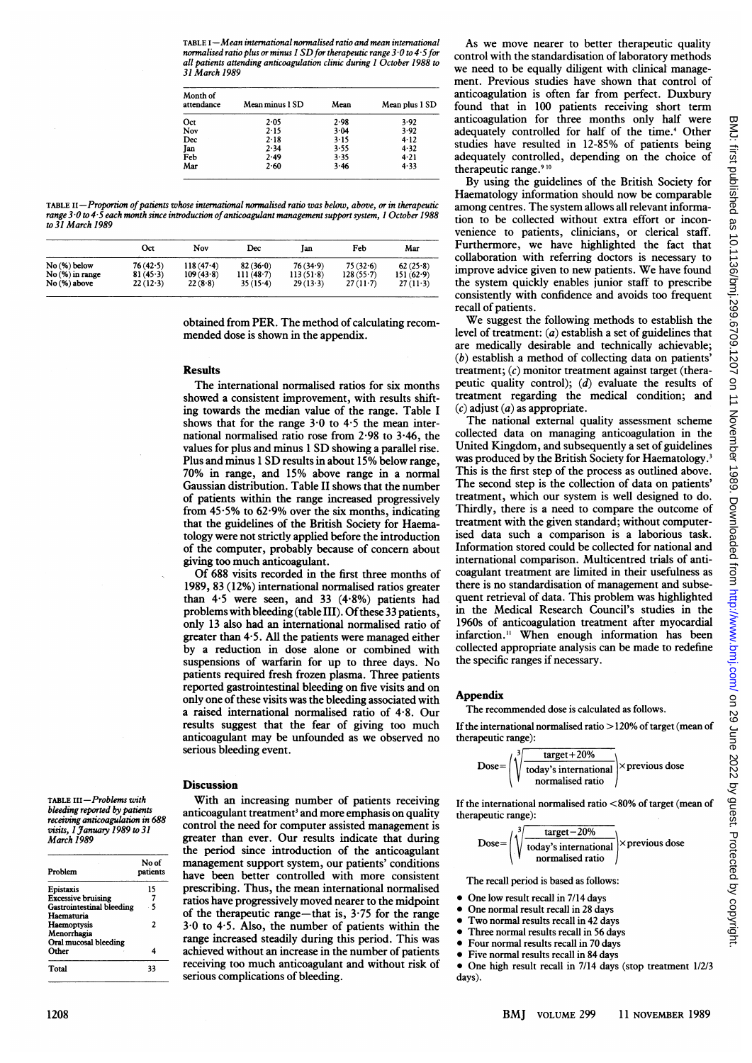TABLE I—*Mean international normalised ratio and mean international normalised ratio plus or minus 1 SD for therapeutic range 3·0 to 4·5 for all patients attending anticoagulation clinic during 1 October 1988 to 31 March 1989*

| Month of attendance | Mean minus 1 SD | Mean | Mean plus 1 SD |
|---|---|---|---|
| Oct | 2·05 | 2·98 | 3·92 |
| Nov | 2·15 | 3·04 | 3·92 |
| Dec | 2·18 | 3·15 | 4·12 |
| Jan | 2·34 | 3·55 | 4·32 |
| Feb | 2·49 | 3·35 | 4·21 |
| Mar | 2·60 | 3·46 | 4·33 |

TABLE II—*Proportion of patients whose international normalised ratio was below, above, or in therapeutic range 3·0 to 4·5 each month since introduction of anticoagulant management support system, 1 October 1988 to 31 March 1989*

| | Oct | Nov | Dec | Jan | Feb | Mar |
|---|---|---|---|---|---|---|
| No (%) below | 76 (42·5) | 118 (47·4) | 82 (36·0) | 76 (34·9) | 75 (32·6) | 62 (25·8) |
| No (%) in range | 81 (45·3) | 109 (43·8) | 111 (48·7) | 113 (51·8) | 128 (55·7) | 151 (62·9) |
| No (%) above | 22 (12·3) | 22 (8·8) | 35 (15·4) | 29 (13·3) | 27 (11·7) | 27 (11·3) |

obtained from PER. The method of calculating recommended dose is shown in the appendix.

## Results

The international normalised ratios for six months showed a consistent improvement, with results shifting towards the median value of the range. Table I shows that for the range 3·0 to 4·5 the mean international normalised ratio rose from 2·98 to 3·46, the values for plus and minus 1 SD showing a parallel rise. Plus and minus 1 SD results in about 15% below range, 70% in range, and 15% above range in a normal Gaussian distribution. Table II shows that the number of patients within the range increased progressively from 45·5% to 62·9% over the six months, indicating that the guidelines of the British Society for Haematology were not strictly applied before the introduction of the computer, probably because of concern about giving too much anticoagulant.

Of 688 visits recorded in the first three months of 1989, 83 (12%) international normalised ratios greater than 4·5 were seen, and 33 (4·8%) patients had problems with bleeding (table III). Of these 33 patients, only 13 also had an international normalised ratio of greater than 4·5. All the patients were managed either by a reduction in dose alone or combined with suspensions of warfarin for up to three days. No patients required fresh frozen plasma. Three patients reported gastrointestinal bleeding on five visits and on only one of these visits was the bleeding associated with a raised international normalised ratio of 4·8. Our results suggest that the fear of giving too much anticoagulant may be unfounded as we observed no serious bleeding event.

TABLE III—*Problems with bleeding reported by patients receiving anticoagulation in 688 visits, 1 January 1989 to 31 March 1989*

| Problem | No of patients |
|---|---|
| Epistaxis | 15 |
| Excessive bruising | 7 |
| Gastrointestinal bleeding | 5 |
| Haematuria | |
| Haemoptysis | 2 |
| Menorrhagia | |
| Oral mucosal bleeding | |
| Other | 4 |
| Total | 33 |

## Discussion

With an increasing number of patients receiving anticoagulant treatment[3] and more emphasis on quality control the need for computer assisted management is greater than ever. Our results indicate that during the period since introduction of the anticoagulant management support system, our patients' conditions have been better controlled with more consistent prescribing. Thus, the mean international normalised ratios have progressively moved nearer to the midpoint of the therapeutic range—that is, 3·75 for the range 3·0 to 4·5. Also, the number of patients within the range increased steadily during this period. This was achieved without an increase in the number of patients receiving too much anticoagulant and without risk of serious complications of bleeding.

As we move nearer to better therapeutic quality control with the standardisation of laboratory methods we need to be equally diligent with clinical management. Previous studies have shown that control of anticoagulation is often far from perfect. Duxbury found that in 100 patients receiving short term anticoagulation for three months only half were adequately controlled for half of the time.[4] Other studies have resulted in 12-85% of patients being adequately controlled, depending on the choice of therapeutic range.[9,10]

By using the guidelines of the British Society for Haematology information should now be comparable among centres. The system allows all relevant information to be collected without extra effort or inconvenience to patients, clinicians, or clerical staff. Furthermore, we have highlighted the fact that collaboration with referring doctors is necessary to improve advice given to new patients. We have found the system quickly enables junior staff to prescribe consistently with confidence and avoids too frequent recall of patients.

We suggest the following methods to establish the level of treatment: (*a*) establish a set of guidelines that are medically desirable and technically achievable; (*b*) establish a method of collecting data on patients' treatment; (*c*) monitor treatment against target (therapeutic quality control); (*d*) evaluate the results of treatment regarding the medical condition; and (*c*) adjust (*a*) as appropriate.

The national external quality assessment scheme collected data on managing anticoagulation in the United Kingdom, and subsequently a set of guidelines was produced by the British Society for Haematology.[3] This is the first step of the process as outlined above. The second step is the collection of data on patients' treatment, which our system is well designed to do. Thirdly, there is a need to compare the outcome of treatment with the given standard; without computerised data such a comparison is a laborious task. Information stored could be collected for national and international comparison. Multicentred trials of anticoagulant treatment are limited in their usefulness as there is no standardisation of management and subsequent retrieval of data. This problem was highlighted in the Medical Research Council's studies in the 1960s of anticoagulation treatment after myocardial infarction.[11] When enough information has been collected appropriate analysis can be made to redefine the specific ranges if necessary.

## Appendix

The recommended dose is calculated as follows.

If the international normalised ratio >120% of target (mean of therapeutic range):

$$\text{Dose} = \left( \sqrt[3]{\frac{\text{target} + 20\%}{\text{today's international normalised ratio}}} \right) \times \text{previous dose}$$

If the international normalised ratio <80% of target (mean of therapeutic range):

$$\text{Dose} = \left( \sqrt[3]{\frac{\text{target} - 20\%}{\text{today's international normalised ratio}}} \right) \times \text{previous dose}$$

The recall period is based as follows:

- One low result recall in 7/14 days
- One normal result recall in 28 days
- Two normal results recall in 42 days
- Three normal results recall in 56 days
- Four normal results recall in 70 days
- Five normal results recall in 84 days
- One high result recall in 7/14 days (stop treatment 1/2/3 days).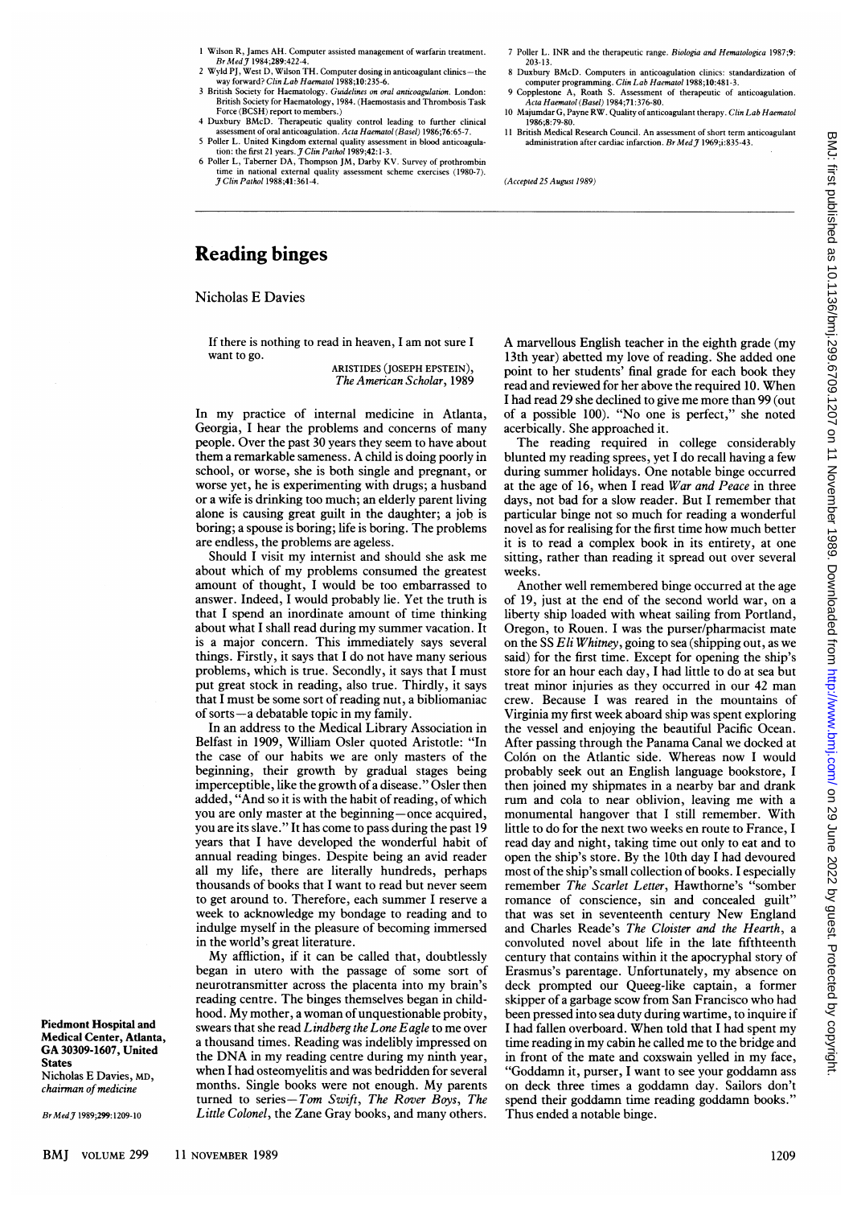1 Wilson R, James AH. Computer assisted management of warfarin treatment. *Br Med J* 1984;289:422-4.
2 Wyld PJ, West D, Wilson TH. Computer dosing in anticoagulant clinics—the way forward? *Clin Lab Haematol* 1988;10:235-6.
3 British Society for Haematology. *Guidelines on oral anticoagulation.* London: British Society for Haematology, 1984. (Haemostasis and Thrombosis Task Force (BCSH) report to members.)
4 Duxbury BMcD. Therapeutic quality control leading to further clinical assessment of oral anticoagulation. *Acta Haematol (Basel)* 1986;76:65-7.
5 Poller L. United Kingdom external quality assessment in blood anticoagulation: the first 21 years. *J Clin Pathol* 1989;42:1-3.
6 Poller L, Taberner DA, Thompson JM, Darby KV. Survey of prothrombin time in national external quality assessment scheme exercises (1980-7). *J Clin Pathol* 1988;41:361-4.
7 Poller L. INR and the therapeutic range. *Biologia and Hematologica* 1987;9: 203-13.
8 Duxbury BMcD. Computers in anticoagulation clinics: standardization of computer programming. *Clin Lab Haematol* 1988;10:481-3.
9 Copplestone A, Roath S. Assessment of therapeutic of anticoagulation. *Acta Haematol (Basel)* 1984;71:376-80.
10 Majumdar G, Payne RW. Quality of anticoagulant therapy. *Clin Lab Haematol* 1986;8:79-80.
11 British Medical Research Council. An assessment of short term anticoagulant administration after cardiac infarction. *Br Med J* 1969;i:835-43.

*(Accepted 25 August 1989)*

# Reading binges

Nicholas E Davies

Piedmont Hospital and Medical Center, Atlanta, GA 30309-1607, United States
Nicholas E Davies, MD, *chairman of medicine*

*Br Med J* 1989;299:1209-10

> If there is nothing to read in heaven, I am not sure I want to go.
>
> ARISTIDES (JOSEPH EPSTEIN), *The American Scholar*, 1989

In my practice of internal medicine in Atlanta, Georgia, I hear the problems and concerns of many people. Over the past 30 years they seem to have about them a remarkable sameness. A child is doing poorly in school, or worse, she is both single and pregnant, or worse yet, he is experimenting with drugs; a husband or a wife is drinking too much; an elderly parent living alone is causing great guilt in the daughter; a job is boring; a spouse is boring; life is boring. The problems are endless, the problems are ageless.

Should I visit my internist and should she ask me about which of my problems consumed the greatest amount of thought, I would be too embarrassed to answer. Indeed, I would probably lie. Yet the truth is that I spend an inordinate amount of time thinking about what I shall read during my summer vacation. It is a major concern. This immediately says several things. Firstly, it says that I do not have many serious problems, which is true. Secondly, it says that I must put great stock in reading, also true. Thirdly, it says that I must be some sort of reading nut, a bibliomaniac of sorts—a debatable topic in my family.

In an address to the Medical Library Association in Belfast in 1909, William Osler quoted Aristotle: "In the case of our habits we are only masters of the beginning, their growth by gradual stages being imperceptible, like the growth of a disease." Osler then added, "And so it is with the habit of reading, of which you are only master at the beginning—once acquired, you are its slave." It has come to pass during the past 19 years that I have developed the wonderful habit of annual reading binges. Despite being an avid reader all my life, there are literally hundreds, perhaps thousands of books that I want to read but never seem to get around to. Therefore, each summer I reserve a week to acknowledge my bondage to reading and to indulge myself in the pleasure of becoming immersed in the world's great literature.

My affliction, if it can be called that, doubtlessly began in utero with the passage of some sort of neurotransmitter across the placenta into my brain's reading centre. The binges themselves began in childhood. My mother, a woman of unquestionable probity, swears that she read *Lindberg the Lone Eagle* to me over a thousand times. Reading was indelibly impressed on the DNA in my reading centre during my ninth year, when I had osteomyelitis and was bedridden for several months. Single books were not enough. My parents turned to series—*Tom Swift*, *The Rover Boys*, *The Little Colonel*, the Zane Gray books, and many others.

A marvellous English teacher in the eighth grade (my 13th year) abetted my love of reading. She added one point to her students' final grade for each book they read and reviewed for her above the required 10. When I had read 29 she declined to give me more than 99 (out of a possible 100). "No one is perfect," she noted acerbically. She approached it.

The reading required in college considerably blunted my reading sprees, yet I do recall having a few during summer holidays. One notable binge occurred at the age of 16, when I read *War and Peace* in three days, not bad for a slow reader. But I remember that particular binge not so much for reading a wonderful novel as for realising for the first time how much better it is to read a complex book in its entirety, at one sitting, rather than reading it spread out over several weeks.

Another well remembered binge occurred at the age of 19, just at the end of the second world war, on a liberty ship loaded with wheat sailing from Portland, Oregon, to Rouen. I was the purser/pharmacist mate on the SS *Eli Whitney*, going to sea (shipping out, as we said) for the first time. Except for opening the ship's store for an hour each day, I had little to do at sea but treat minor injuries as they occurred in our 42 man crew. Because I was reared in the mountains of Virginia my first week aboard ship was spent exploring the vessel and enjoying the beautiful Pacific Ocean. After passing through the Panama Canal we docked at Colón on the Atlantic side. Whereas now I would probably seek out an English language bookstore, I then joined my shipmates in a nearby bar and drank rum and cola to near oblivion, leaving me with a monumental hangover that I still remember. With little to do for the next two weeks en route to France, I read day and night, taking time out only to eat and to open the ship's store. By the 10th day I had devoured most of the ship's small collection of books. I especially remember *The Scarlet Letter*, Hawthorne's "somber romance of conscience, sin and concealed guilt" that was set in seventeenth century New England and Charles Reade's *The Cloister and the Hearth*, a convoluted novel about life in the late fifthteenth century that contains within it the apocryphal story of Erasmus's parentage. Unfortunately, my absence on deck prompted our Queeg-like captain, a former skipper of a garbage scow from San Francisco who had been pressed into sea duty during wartime, to inquire if I had fallen overboard. When told that I had spent my time reading in my cabin he called me to the bridge and in front of the mate and coxswain yelled in my face, "Goddamn it, purser, I want to see your goddamn ass on deck three times a goddamn day. Sailors don't spend their goddamn time reading goddamn books." Thus ended a notable binge.